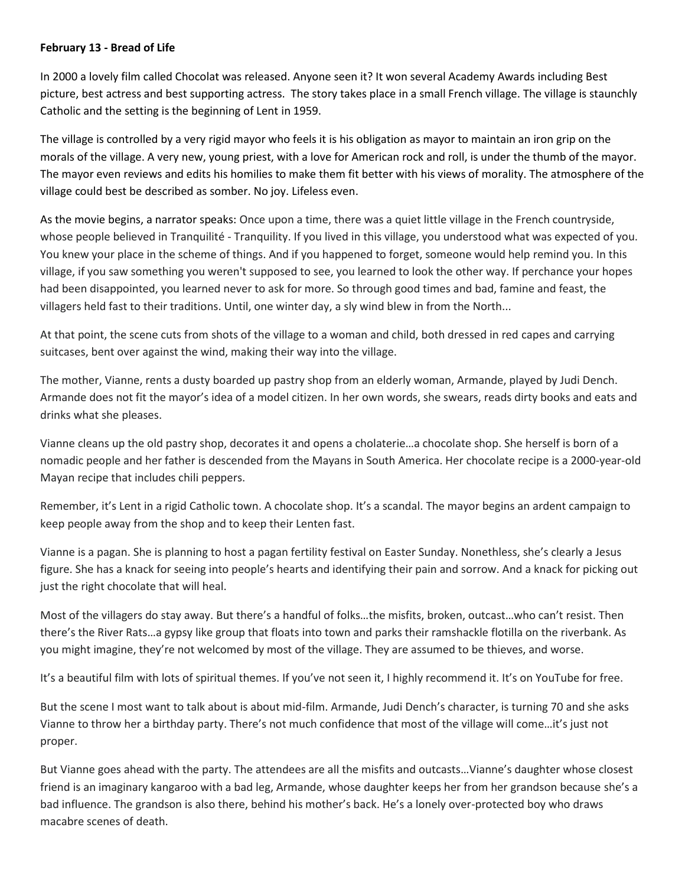**February 13 - Bread of Life**

In 2000 a lovely film called Chocolat was released. Anyone seen it? It won several Academy Awards including Best picture, best actress and best supporting actress. The story takes place in a small French village. The village is staunchly Catholic and the setting is the beginning of Lent in 1959.

The village is controlled by a very rigid mayor who feels it is his obligation as mayor to maintain an iron grip on the morals of the village. A very new, young priest, with a love for American rock and roll, is under the thumb of the mayor. The mayor even reviews and edits his homilies to make them fit better with his views of morality. The atmosphere of the village could best be described as somber. No joy. Lifeless even.

As the movie begins, a narrator speaks: Once upon a time, there was a quiet little village in the French countryside, whose people believed in Tranquilité - Tranquility. If you lived in this village, you understood what was expected of you. You knew your place in the scheme of things. And if you happened to forget, someone would help remind you. In this village, if you saw something you weren't supposed to see, you learned to look the other way. If perchance your hopes had been disappointed, you learned never to ask for more. So through good times and bad, famine and feast, the villagers held fast to their traditions. Until, one winter day, a sly wind blew in from the North...

At that point, the scene cuts from shots of the village to a woman and child, both dressed in red capes and carrying suitcases, bent over against the wind, making their way into the village.

The mother, Vianne, rents a dusty boarded up pastry shop from an elderly woman, Armande, played by Judi Dench. Armande does not fit the mayor's idea of a model citizen. In her own words, she swears, reads dirty books and eats and drinks what she pleases.

Vianne cleans up the old pastry shop, decorates it and opens a cholaterie…a chocolate shop. She herself is born of a nomadic people and her father is descended from the Mayans in South America. Her chocolate recipe is a 2000-year-old Mayan recipe that includes chili peppers.

Remember, it's Lent in a rigid Catholic town. A chocolate shop. It's a scandal. The mayor begins an ardent campaign to keep people away from the shop and to keep their Lenten fast.

Vianne is a pagan. She is planning to host a pagan fertility festival on Easter Sunday. Nonethless, she's clearly a Jesus figure. She has a knack for seeing into people's hearts and identifying their pain and sorrow. And a knack for picking out just the right chocolate that will heal.

Most of the villagers do stay away. But there's a handful of folks…the misfits, broken, outcast…who can't resist. Then there's the River Rats…a gypsy like group that floats into town and parks their ramshackle flotilla on the riverbank. As you might imagine, they're not welcomed by most of the village. They are assumed to be thieves, and worse.

It's a beautiful film with lots of spiritual themes. If you've not seen it, I highly recommend it. It's on YouTube for free.

But the scene I most want to talk about is about mid-film. Armande, Judi Dench's character, is turning 70 and she asks Vianne to throw her a birthday party. There's not much confidence that most of the village will come…it's just not proper.

But Vianne goes ahead with the party. The attendees are all the misfits and outcasts…Vianne's daughter whose closest friend is an imaginary kangaroo with a bad leg, Armande, whose daughter keeps her from her grandson because she's a bad influence. The grandson is also there, behind his mother's back. He's a lonely over-protected boy who draws macabre scenes of death.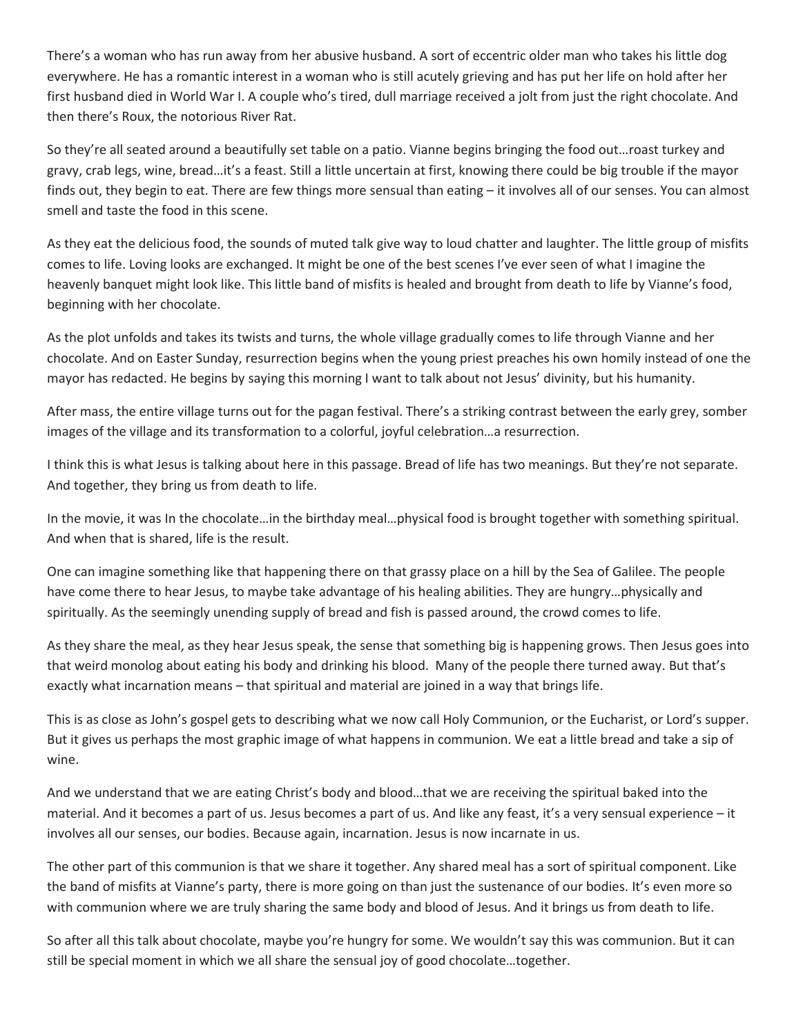There's a woman who has run away from her abusive husband. A sort of eccentric older man who takes his little dog everywhere. He has a romantic interest in a woman who is still acutely grieving and has put her life on hold after her first husband died in World War I. A couple who's tired, dull marriage received a jolt from just the right chocolate. And then there's Roux, the notorious River Rat.

So they're all seated around a beautifully set table on a patio. Vianne begins bringing the food out…roast turkey and gravy, crab legs, wine, bread…it's a feast. Still a little uncertain at first, knowing there could be big trouble if the mayor finds out, they begin to eat. There are few things more sensual than eating – it involves all of our senses. You can almost smell and taste the food in this scene.

As they eat the delicious food, the sounds of muted talk give way to loud chatter and laughter. The little group of misfits comes to life. Loving looks are exchanged. It might be one of the best scenes I've ever seen of what I imagine the heavenly banquet might look like. This little band of misfits is healed and brought from death to life by Vianne's food, beginning with her chocolate.

As the plot unfolds and takes its twists and turns, the whole village gradually comes to life through Vianne and her chocolate. And on Easter Sunday, resurrection begins when the young priest preaches his own homily instead of one the mayor has redacted. He begins by saying this morning I want to talk about not Jesus' divinity, but his humanity.

After mass, the entire village turns out for the pagan festival. There's a striking contrast between the early grey, somber images of the village and its transformation to a colorful, joyful celebration…a resurrection.

I think this is what Jesus is talking about here in this passage. Bread of life has two meanings. But they're not separate. And together, they bring us from death to life.

In the movie, it was In the chocolate…in the birthday meal…physical food is brought together with something spiritual. And when that is shared, life is the result.

One can imagine something like that happening there on that grassy place on a hill by the Sea of Galilee. The people have come there to hear Jesus, to maybe take advantage of his healing abilities. They are hungry…physically and spiritually. As the seemingly unending supply of bread and fish is passed around, the crowd comes to life.

As they share the meal, as they hear Jesus speak, the sense that something big is happening grows. Then Jesus goes into that weird monolog about eating his body and drinking his blood. Many of the people there turned away. But that's exactly what incarnation means – that spiritual and material are joined in a way that brings life.

This is as close as John's gospel gets to describing what we now call Holy Communion, or the Eucharist, or Lord's supper. But it gives us perhaps the most graphic image of what happens in communion. We eat a little bread and take a sip of wine.

And we understand that we are eating Christ's body and blood…that we are receiving the spiritual baked into the material. And it becomes a part of us. Jesus becomes a part of us. And like any feast, it's a very sensual experience – it involves all our senses, our bodies. Because again, incarnation. Jesus is now incarnate in us.

The other part of this communion is that we share it together. Any shared meal has a sort of spiritual component. Like the band of misfits at Vianne's party, there is more going on than just the sustenance of our bodies. It's even more so with communion where we are truly sharing the same body and blood of Jesus. And it brings us from death to life.

So after all this talk about chocolate, maybe you're hungry for some. We wouldn't say this was communion. But it can still be special moment in which we all share the sensual joy of good chocolate…together.